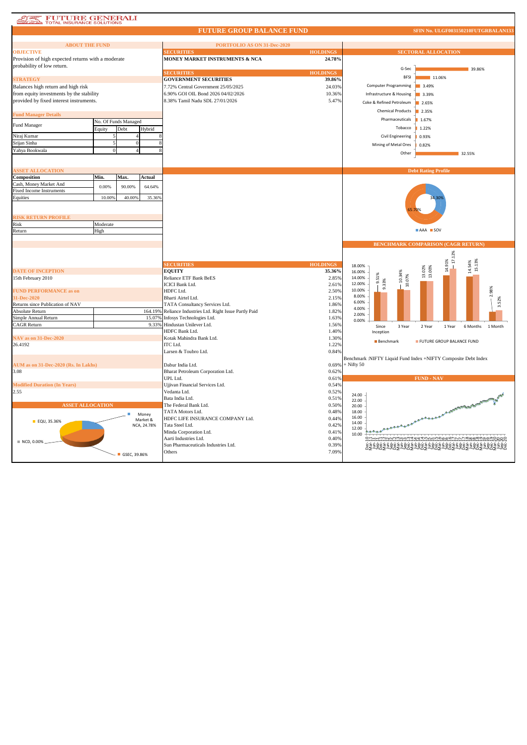# FUTURE GENERALI TOTAL INSURANCE SOLUTIONS

## FUTURE GROUP BALANCE FUND

**SFIN No. ULGF003150210FUTGRBALAN133**

### ABOUT THE FUND

**OBJECTIVE**

Provision of high expected returns with a moderate probability of low return.

**STRATEGY**

Balances high return and high risk from equity investments by the stability provided by fixed interest instruments.

**Fund Manager Details**

| Fund Manager | No. Of Funds Managed | | |
|---|---|---|---|
| | Equity | Debt | Hybrid |
| Niraj Kumar | 5 | 4 | 8 |
| Srijan Sinha | 5 | 0 | 8 |
| Yahya Bookwala | 0 | 4 | 8 |

**ASSET ALLOCATION**

| Composition | Min. | Max. | Actual |
|---|---|---|---|
| Cash, Money Market And Fixed Income Instruments | 0.00% | 90.00% | 64.64% |
| Equities | 10.00% | 40.00% | 35.36% |

**RISK RETURN PROFILE**

| Risk | Moderate |
|---|---|
| Return | High |

**DATE OF INCEPTION**

15th February 2010

**FUND PERFORMANCE as on 31-Dec-2020**

| Returns since Publication of NAV | |
|---|---|
| Absolute Return | 164.19% |
| Simple Annual Return | 15.07% |
| CAGR Return | 9.33% |

**NAV as on 31-Dec-2020**

26.4192

**AUM as on 31-Dec-2020 (Rs. In Lakhs)**

3.08

**Modified Duration (In Years)**

2.55

**ASSET ALLOCATION**

- Money Market & NCA, 24.78%
- EQU, 35.36%
- NCD, 0.00%
- GSEC, 39.86%

### PORTFOLIO AS ON 31-Dec-2020

| SECURITIES | HOLDINGS |
|---|---|
| **MONEY MARKET INSTRUMENTS & NCA** | **24.78%** |

| SECURITIES | HOLDINGS |
|---|---|
| **GOVERNMENT SECURITIES** | **39.86%** |
| 7.72% Central Government 25/05/2025 | 24.03% |
| 6.90% GOI OIL Bond 2026 04/02/2026 | 10.36% |
| 8.38% Tamil Nadu SDL 27/01/2026 | 5.47% |

| SECURITIES | HOLDINGS |
|---|---|
| **EQUITY** | **35.36%** |
| Reliance ETF Bank BeES | 2.85% |
| ICICI Bank Ltd. | 2.61% |
| HDFC Ltd. | 2.50% |
| Bharti Airtel Ltd. | 2.15% |
| TATA Consultancy Services Ltd. | 1.86% |
| Reliance Industries Ltd. Right Issue Partly Paid | 1.82% |
| Infosys Technologies Ltd. | 1.63% |
| Hindustan Unilever Ltd. | 1.56% |
| HDFC Bank Ltd. | 1.40% |
| Kotak Mahindra Bank Ltd. | 1.30% |
| ITC Ltd. | 1.22% |
| Larsen & Toubro Ltd. | 0.84% |
| Dabur India Ltd. | 0.69% |
| Bharat Petroleum Corporation Ltd. | 0.62% |
| UPL Ltd. | 0.61% |
| Ujjivan Financial Services Ltd. | 0.54% |
| Vedanta Ltd. | 0.52% |
| Bata India Ltd. | 0.51% |
| The Federal Bank Ltd. | 0.50% |
| TATA Motors Ltd. | 0.48% |
| HDFC LIFE INSURANCE COMPANY Ltd. | 0.44% |
| Tata Steel Ltd. | 0.42% |
| Minda Corporation Ltd. | 0.41% |
| Aarti Industries Ltd. | 0.40% |
| Sun Pharmaceuticals Industries Ltd. | 0.39% |
| Others | 7.09% |

### SECTORAL ALLOCATION

| Sector | Allocation |
|---|---|
| G-Sec | 39.86% |
| BFSI | 11.06% |
| Computer Programming | 3.49% |
| Infrastructure & Housing | 3.39% |
| Coke & Refined Petroleum | 2.65% |
| Chemical Products | 2.35% |
| Pharmaceuticals | 1.67% |
| Tobacco | 1.22% |
| Civil Engineering | 0.93% |
| Mining of Metal Ores | 0.82% |
| Other | 32.55% |

### Debt Rating Profile

- AAA: 34.30%
- SOV: 65.70%

### BENCHMARK COMPARISON (CAGR RETURN)

| Period | Benchmark | FUTURE GROUP BALANCE FUND |
|---|---|---|
| Since Inception | 9.51% | 9.33% |
| 3 Year | 10.34% | 10.07% |
| 2 Year | 13.02% | 13.00% |
| 1 Year | 14.91% | 17.12% |
| 6 Months | 14.54% | 15.13% |
| 1 Month | 2.98% | 3.52% |

Benchmark :NIFTY Liquid Fund Index +NIFTY Composite Debt Index + Nifty 50

### FUND - NAV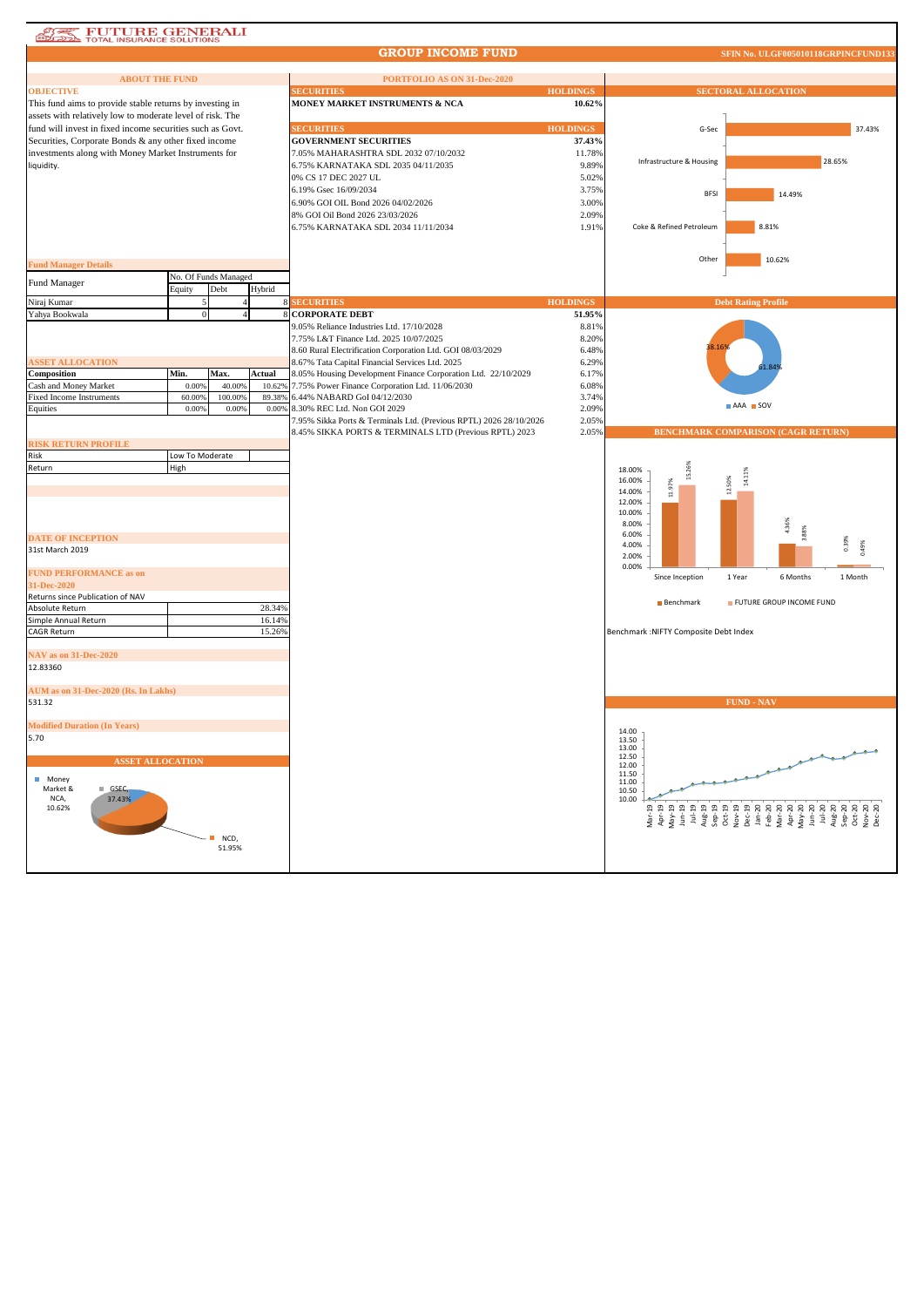# FUTURE GENERALI
TOTAL INSURANCE SOLUTIONS

## GROUP INCOME FUND

SFIN No. ULGF005010118GRPINCFUND133

### ABOUT THE FUND

**OBJECTIVE**

This fund aims to provide stable returns by investing in assets with relatively low to moderate level of risk. The fund will invest in fixed income securities such as Govt. Securities, Corporate Bonds & any other fixed income investments along with Money Market Instruments for liquidity.

**Fund Manager Details**

| Fund Manager | No. Of Funds Managed | | |
|---|---|---|---|
| | Equity | Debt | Hybrid |
| Niraj Kumar | 5 | 4 | 8 |
| Yahya Bookwala | 0 | 4 | 8 |

**ASSET ALLOCATION**

| Composition | Min. | Max. | Actual |
|---|---|---|---|
| Cash and Money Market | 0.00% | 40.00% | 10.62% |
| Fixed Income Instruments | 60.00% | 100.00% | 89.38% |
| Equities | 0.00% | 0.00% | 0.00% |

**RISK RETURN PROFILE**

| Risk | Low To Moderate |
|---|---|
| Return | High |

**DATE OF INCEPTION**

31st March 2019

**FUND PERFORMANCE as on 31-Dec-2020**

| Returns since Publication of NAV | |
|---|---|
| Absolute Return | 28.34% |
| Simple Annual Return | 16.14% |
| CAGR Return | 15.26% |

**NAV as on 31-Dec-2020**

12.83360

**AUM as on 31-Dec-2020 (Rs. In Lakhs)**

531.32

**Modified Duration (In Years)**

5.70

**ASSET ALLOCATION**

Money Market & NCA, 10.62%; GSEC, 37.43%; NCD, 51.95%

### PORTFOLIO AS ON 31-Dec-2020

| SECURITIES | HOLDINGS |
|---|---|
| **MONEY MARKET INSTRUMENTS & NCA** | **10.62%** |

| SECURITIES | HOLDINGS |
|---|---|
| **GOVERNMENT SECURITIES** | **37.43%** |
| 7.05% MAHARASHTRA SDL 2032 07/10/2032 | 11.78% |
| 6.75% KARNATAKA SDL 2035 04/11/2035 | 9.89% |
| 0% CS 17 DEC 2027 UL | 5.02% |
| 6.19% Gsec 16/09/2034 | 3.75% |
| 6.90% GOI OIL Bond 2026 04/02/2026 | 3.00% |
| 8% GOI Oil Bond 2026 23/03/2026 | 2.09% |
| 6.75% KARNATAKA SDL 2034 11/11/2034 | 1.91% |

| SECURITIES | HOLDINGS |
|---|---|
| **CORPORATE DEBT** | **51.95%** |
| 9.05% Reliance Industries Ltd. 17/10/2028 | 8.81% |
| 7.75% L&T Finance Ltd. 2025 10/07/2025 | 8.20% |
| 8.60 Rural Electrification Corporation Ltd. GOI 08/03/2029 | 6.48% |
| 8.67% Tata Capital Financial Services Ltd. 2025 | 6.29% |
| 8.05% Housing Development Finance Corporation Ltd. 22/10/2029 | 6.17% |
| 7.75% Power Finance Corporation Ltd. 11/06/2030 | 6.08% |
| 6.44% NABARD GoI 04/12/2030 | 3.74% |
| 8.30% REC Ltd. Non GOI 2029 | 2.09% |
| 7.95% Sikka Ports & Terminals Ltd. (Previous RPTL) 2026 28/10/2026 | 2.05% |
| 8.45% SIKKA PORTS & TERMINALS LTD (Previous RPTL) 2023 | 2.05% |

### SECTORAL ALLOCATION

| Sector | Allocation |
|---|---|
| G-Sec | 37.43% |
| Infrastructure & Housing | 28.65% |
| BFSI | 14.49% |
| Coke & Refined Petroleum | 8.81% |
| Other | 10.62% |

### Debt Rating Profile

AAA: 61.84%; SOV: 38.16%

### BENCHMARK COMPARISON (CAGR RETURN)

| | Since Inception | 1 Year | 6 Months | 1 Month |
|---|---|---|---|---|
| Benchmark | 11.97% | 12.50% | 4.36% | 0.39% |
| FUTURE GROUP INCOME FUND | 15.26% | 14.11% | 3.88% | 0.49% |

Benchmark :NIFTY Composite Debt Index

### FUND - NAV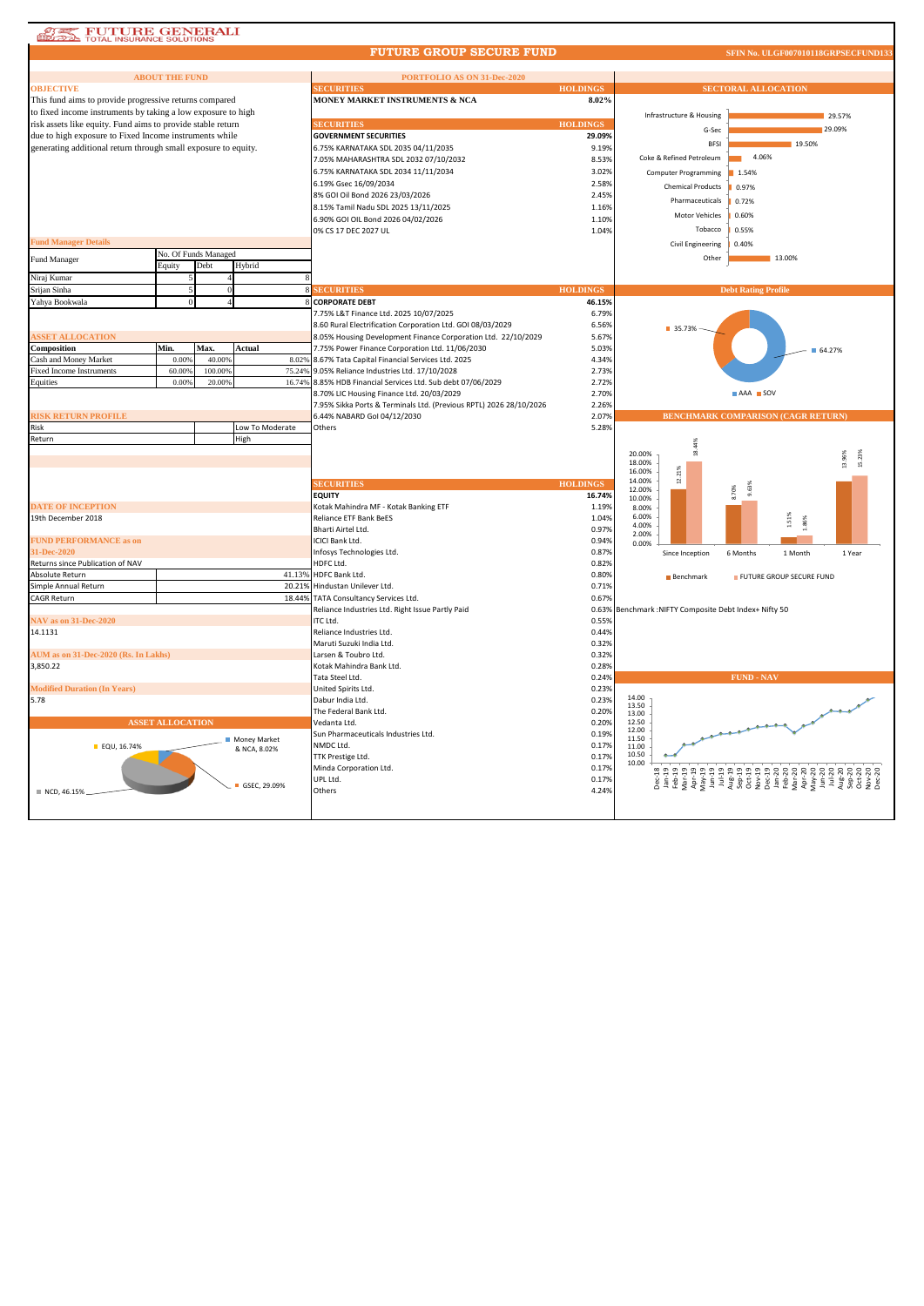# FUTURE GENERALI TOTAL INSURANCE SOLUTIONS

## FUTURE GROUP SECURE FUND

SFIN No. ULGF007010118GRPSECFUND133

## ABOUT THE FUND

### OBJECTIVE

This fund aims to provide progressive returns compared to fixed income instruments by taking a low exposure to high risk assets like equity. Fund aims to provide stable return due to high exposure to Fixed Income instruments while generating additional return through small exposure to equity.

### Fund Manager Details

| Fund Manager | No. Of Funds Managed Equity | Debt | Hybrid |
|---|---|---|---|
| Niraj Kumar | 5 | 4 | 8 |
| Srijan Sinha | 5 | 0 | 8 |
| Yahya Bookwala | 0 | 4 | 8 |

### ASSET ALLOCATION

| Composition | Min. | Max. | Actual |
|---|---|---|---|
| Cash and Money Market | 0.00% | 40.00% | 8.02% |
| Fixed Income Instruments | 60.00% | 100.00% | 75.24% |
| Equities | 0.00% | 20.00% | 16.74% |

### RISK RETURN PROFILE

| | |
|---|---|
| Risk | Low To Moderate |
| Return | High |

### DATE OF INCEPTION

19th December 2018

### FUND PERFORMANCE as on 31-Dec-2020

| Returns since Publication of NAV | |
|---|---|
| Absolute Return | 41.13% |
| Simple Annual Return | 20.21% |
| CAGR Return | 18.44% |

### NAV as on 31-Dec-2020

14.1131

### AUM as on 31-Dec-2020 (Rs. In Lakhs)

3,850.22

### Modified Duration (In Years)

5.78

### ASSET ALLOCATION

EQU, 16.74%; Money Market & NCA, 8.02%; GSEC, 29.09%; NCD, 46.15%

## PORTFOLIO AS ON 31-Dec-2020

| SECURITIES | HOLDINGS |
|---|---|
| **MONEY MARKET INSTRUMENTS & NCA** | **8.02%** |

| SECURITIES | HOLDINGS |
|---|---|
| **GOVERNMENT SECURITIES** | **29.09%** |
| 6.75% KARNATAKA SDL 2035 04/11/2035 | 9.19% |
| 7.05% MAHARASHTRA SDL 2032 07/10/2032 | 8.53% |
| 6.75% KARNATAKA SDL 2034 11/11/2034 | 3.02% |
| 6.19% Gsec 16/09/2034 | 2.58% |
| 8% GOI Oil Bond 2026 23/03/2026 | 2.45% |
| 8.15% Tamil Nadu SDL 2025 13/11/2025 | 1.16% |
| 6.90% GOI OIL Bond 2026 04/02/2026 | 1.10% |
| 0% CS 17 DEC 2027 UL | 1.04% |

| SECURITIES | HOLDINGS |
|---|---|
| **CORPORATE DEBT** | **46.15%** |
| 7.75% L&T Finance Ltd. 2025 10/07/2025 | 6.79% |
| 8.60 Rural Electrification Corporation Ltd. GOI 08/03/2029 | 6.56% |
| 8.05% Housing Development Finance Corporation Ltd. 22/10/2029 | 5.67% |
| 7.75% Power Finance Corporation Ltd. 11/06/2030 | 5.03% |
| 8.67% Tata Capital Financial Services Ltd. 2025 | 4.34% |
| 9.05% Reliance Industries Ltd. 17/10/2028 | 2.73% |
| 8.85% HDB Financial Services Ltd. Sub debt 07/06/2029 | 2.72% |
| 8.70% LIC Housing Finance Ltd. 20/03/2029 | 2.70% |
| 7.95% Sikka Ports & Terminals Ltd. (Previous RPTL) 2026 28/10/2026 | 2.26% |
| 6.44% NABARD GoI 04/12/2030 | 2.07% |
| Others | 5.28% |

| SECURITIES | HOLDINGS |
|---|---|
| **EQUITY** | **16.74%** |
| Kotak Mahindra MF - Kotak Banking ETF | 1.19% |
| Reliance ETF Bank BeES | 1.04% |
| Bharti Airtel Ltd. | 0.97% |
| ICICI Bank Ltd. | 0.94% |
| Infosys Technologies Ltd. | 0.87% |
| HDFC Ltd. | 0.82% |
| HDFC Bank Ltd. | 0.80% |
| Hindustan Unilever Ltd. | 0.71% |
| TATA Consultancy Services Ltd. | 0.67% |
| Reliance Industries Ltd. Right Issue Partly Paid | 0.63% |
| ITC Ltd. | 0.55% |
| Reliance Industries Ltd. | 0.44% |
| Maruti Suzuki India Ltd. | 0.32% |
| Larsen & Toubro Ltd. | 0.32% |
| Kotak Mahindra Bank Ltd. | 0.28% |
| Tata Steel Ltd. | 0.24% |
| United Spirits Ltd. | 0.23% |
| Dabur India Ltd. | 0.23% |
| The Federal Bank Ltd. | 0.20% |
| Vedanta Ltd. | 0.20% |
| Sun Pharmaceuticals Industries Ltd. | 0.19% |
| NMDC Ltd. | 0.17% |
| TTK Prestige Ltd. | 0.17% |
| Minda Corporation Ltd. | 0.17% |
| UPL Ltd. | 0.17% |
| Others | 4.24% |

## SECTORAL ALLOCATION

| Sector | Allocation |
|---|---|
| Infrastructure & Housing | 29.57% |
| G-Sec | 29.09% |
| BFSI | 19.50% |
| Coke & Refined Petroleum | 4.06% |
| Computer Programming | 1.54% |
| Chemical Products | 0.97% |
| Pharmaceuticals | 0.72% |
| Motor Vehicles | 0.60% |
| Tobacco | 0.55% |
| Civil Engineering | 0.40% |
| Other | 13.00% |

## Debt Rating Profile

AAA 64.27%; SOV 35.73%

## BENCHMARK COMPARISON (CAGR RETURN)

| | Since Inception | 6 Months | 1 Month | 1 Year |
|---|---|---|---|---|
| Benchmark | 12.21% | 8.70% | 1.51% | 13.96% |
| FUTURE GROUP SECURE FUND | 18.44% | 9.63% | 1.86% | 15.23% |

Benchmark :NIFTY Composite Debt Index+ Nifty 50

## FUND - NAV

Dec-18 to Dec-20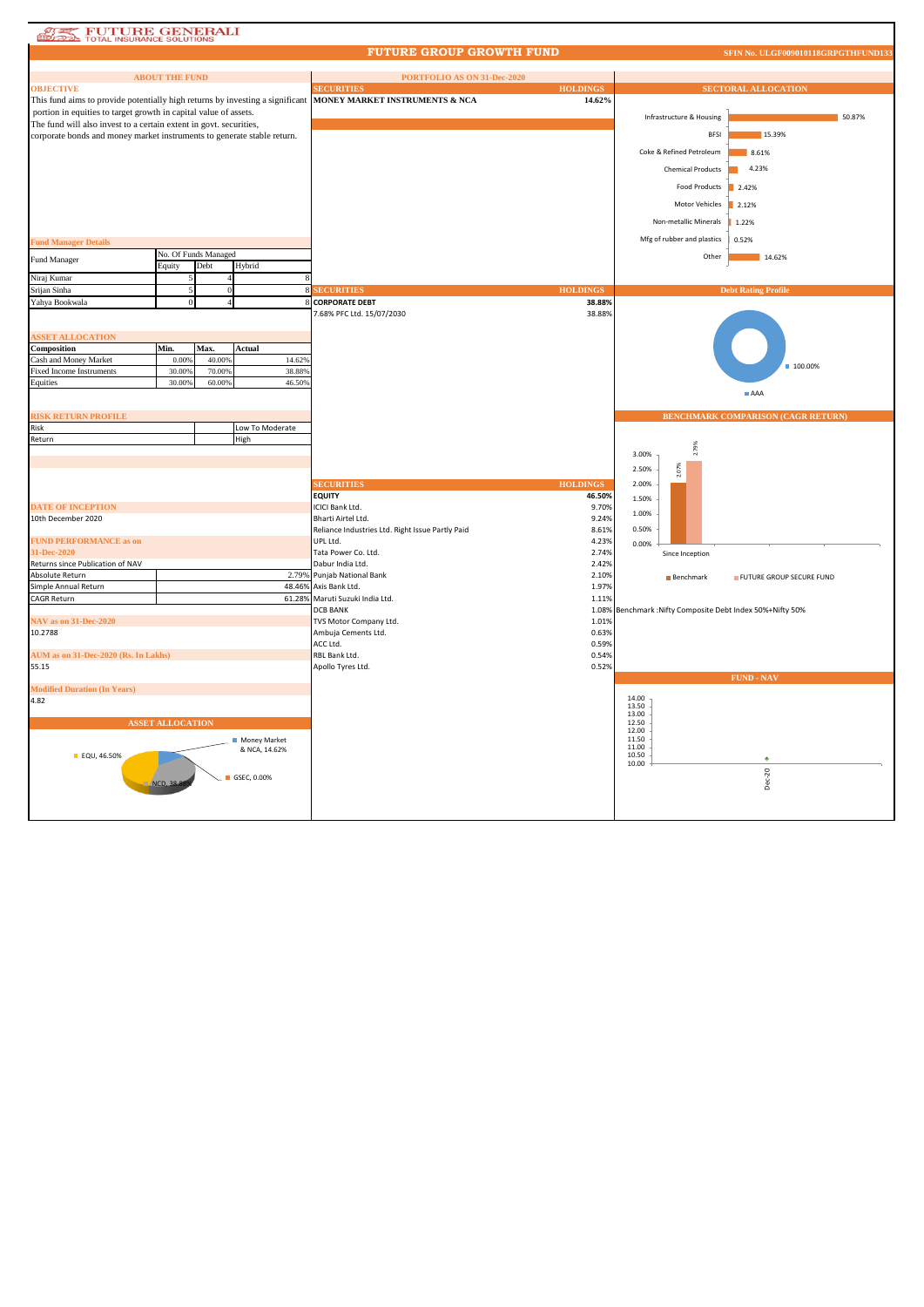FUTURE GENERALI TOTAL INSURANCE SOLUTIONS

# FUTURE GROUP GROWTH FUND

SFIN No. ULGF009010118GRPGTHFUND133

## ABOUT THE FUND

**OBJECTIVE**

This fund aims to provide potentially high returns by investing a significant portion in equities to target growth in capital value of assets. The fund will also invest to a certain extent in govt. securities, corporate bonds and money market instruments to generate stable return.

**Fund Manager Details**

| Fund Manager | No. Of Funds Managed | | |
|---|---|---|---|
| | Equity | Debt | Hybrid |
| Niraj Kumar | 5 | 4 | 8 |
| Srijan Sinha | 5 | 0 | 8 |
| Yahya Bookwala | 0 | 4 | 8 |

**ASSET ALLOCATION**

| Composition | Min. | Max. | Actual |
|---|---|---|---|
| Cash and Money Market | 0.00% | 40.00% | 14.62% |
| Fixed Income Instruments | 30.00% | 70.00% | 38.88% |
| Equities | 30.00% | 60.00% | 46.50% |

**RISK RETURN PROFILE**

| | |
|---|---|
| Risk | Low To Moderate |
| Return | High |

**DATE OF INCEPTION**

10th December 2020

**FUND PERFORMANCE as on 31-Dec-2020**

| | |
|---|---|
| Returns since Publication of NAV | |
| Absolute Return | 2.79% |
| Simple Annual Return | 48.46% |
| CAGR Return | 61.28% |

**NAV as on 31-Dec-2020**

10.2788

**AUM as on 31-Dec-2020 (Rs. In Lakhs)**

55.15

**Modified Duration (In Years)**

4.82

**ASSET ALLOCATION**

EQU, 46.50%
NCD, 38.88%
Money Market & NCA, 14.62%
GSEC, 0.00%

## PORTFOLIO AS ON 31-Dec-2020

| SECURITIES | HOLDINGS |
|---|---|
| **MONEY MARKET INSTRUMENTS & NCA** | **14.62%** |

| SECURITIES | HOLDINGS |
|---|---|
| **CORPORATE DEBT** | **38.88%** |
| 7.68% PFC Ltd. 15/07/2030 | 38.88% |

| SECURITIES | HOLDINGS |
|---|---|
| **EQUITY** | **46.50%** |
| ICICI Bank Ltd. | 9.70% |
| Bharti Airtel Ltd. | 9.24% |
| Reliance Industries Ltd. Right Issue Partly Paid | 8.61% |
| UPL Ltd. | 4.23% |
| Tata Power Co. Ltd. | 2.74% |
| Dabur India Ltd. | 2.42% |
| Punjab National Bank | 2.10% |
| Axis Bank Ltd. | 1.97% |
| Maruti Suzuki India Ltd. | 1.11% |
| DCB BANK | 1.08% |
| TVS Motor Company Ltd. | 1.01% |
| Ambuja Cements Ltd. | 0.63% |
| ACC Ltd. | 0.59% |
| RBL Bank Ltd. | 0.54% |
| Apollo Tyres Ltd. | 0.52% |

## SECTORAL ALLOCATION

Infrastructure & Housing 50.87%
BFSI 15.39%
Coke & Refined Petroleum 8.61%
Chemical Products 4.23%
Food Products 2.42%
Motor Vehicles 2.12%
Non-metallic Minerals 1.22%
Mfg of rubber and plastics 0.52%
Other 14.62%

## Debt Rating Profile

100.00%
AAA

## BENCHMARK COMPARISON (CAGR RETURN)

2.07%
2.79%
Since Inception
Benchmark
FUTURE GROUP SECURE FUND

Benchmark :Nifty Composite Debt Index 50%+Nifty 50%

## FUND - NAV

Dec-20